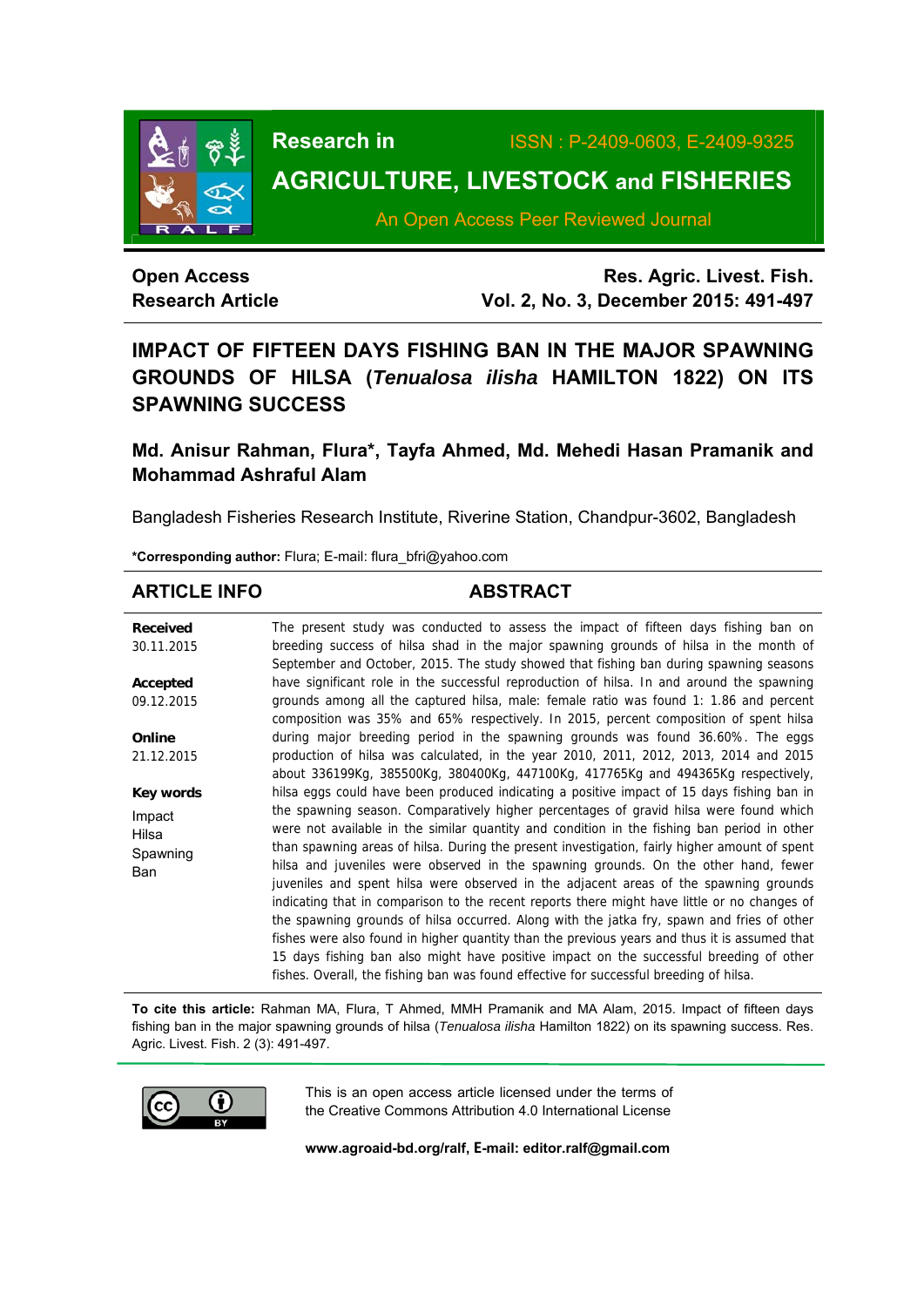# IMPACT OF FIFTEEN DAYS FISHING BAN IN THE MAJOR SPAWNING GROUNDS OF HILSA (*Tenualosa ilisha* HAMILTON 1822) ON ITS SPAWNING SUCCESS

**Open Access Research Article**

## Md. Anisur Rahman, Flura*, Tayfa Ahmed, Md. Mehedi Hasan Pramanik and Mohammad Ashraful Alam

Bangladesh Fisheries Research Institute, Riverine Station, Chandpur-3602, Bangladesh

**\*Corresponding author:** Flura; E-mail: flura_bfri@yahoo.com

## ARTICLE INFO

**Received**
30.11.2015

**Accepted**
09.12.2015

**Online**
21.12.2015

**Key words**
Impact
Hilsa
Spawning
Ban

## ABSTRACT

The present study was conducted to assess the impact of fifteen days fishing ban on breeding success of hilsa shad in the major spawning grounds of hilsa in the month of September and October, 2015. The study showed that fishing ban during spawning seasons have significant role in the successful reproduction of hilsa. In and around the spawning grounds among all the captured hilsa, male: female ratio was found 1: 1.86 and percent composition was 35% and 65% respectively. In 2015, percent composition of spent hilsa during major breeding period in the spawning grounds was found 36.60%. The eggs production of hilsa was calculated, in the year 2010, 2011, 2012, 2013, 2014 and 2015 about 336199Kg, 385500Kg, 380400Kg, 447100Kg, 417765Kg and 494365Kg respectively, hilsa eggs could have been produced indicating a positive impact of 15 days fishing ban in the spawning season. Comparatively higher percentages of gravid hilsa were found which were not available in the similar quantity and condition in the fishing ban period in other than spawning areas of hilsa. During the present investigation, fairly higher amount of spent hilsa and juveniles were observed in the spawning grounds. On the other hand, fewer juveniles and spent hilsa were observed in the adjacent areas of the spawning grounds indicating that in comparison to the recent reports there might have little or no changes of the spawning grounds of hilsa occurred. Along with the jatka fry, spawn and fries of other fishes were also found in higher quantity than the previous years and thus it is assumed that 15 days fishing ban also might have positive impact on the successful breeding of other fishes. Overall, the fishing ban was found effective for successful breeding of hilsa.

**To cite this article:** Rahman MA, Flura, T Ahmed, MMH Pramanik and MA Alam, 2015. Impact of fifteen days fishing ban in the major spawning grounds of hilsa (*Tenualosa ilisha* Hamilton 1822) on its spawning success. Res. Agric. Livest. Fish. 2 (3): 491-497.

This is an open access article licensed under the terms of the Creative Commons Attribution 4.0 International License

**www.agroaid-bd.org/ralf, E-mail: editor.ralf@gmail.com**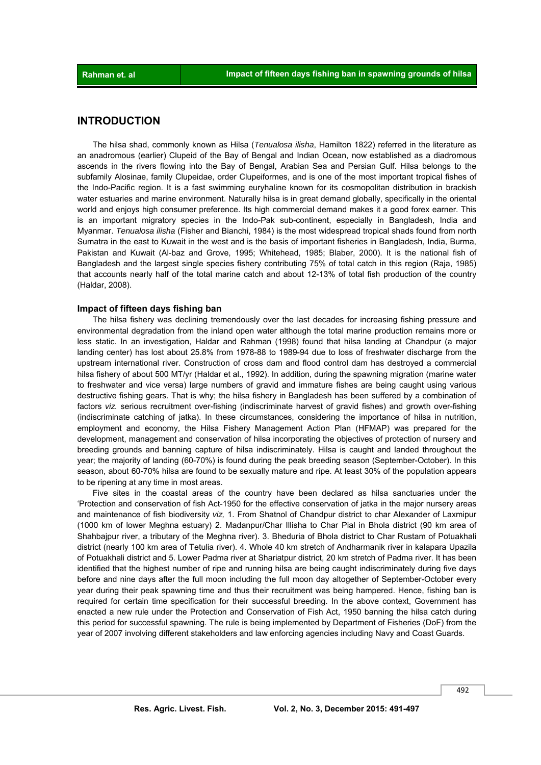## INTRODUCTION

The hilsa shad, commonly known as Hilsa (*Tenualosa ilisha*, Hamilton 1822) referred in the literature as an anadromous (earlier) Clupeid of the Bay of Bengal and Indian Ocean, now established as a diadromous ascends in the rivers flowing into the Bay of Bengal, Arabian Sea and Persian Gulf. Hilsa belongs to the subfamily Alosinae, family Clupeidae, order Clupeiformes, and is one of the most important tropical fishes of the Indo-Pacific region. It is a fast swimming euryhaline known for its cosmopolitan distribution in brackish water estuaries and marine environment. Naturally hilsa is in great demand globally, specifically in the oriental world and enjoys high consumer preference. Its high commercial demand makes it a good forex earner. This is an important migratory species in the Indo-Pak sub-continent, especially in Bangladesh, India and Myanmar. *Tenualosa ilisha* (Fisher and Bianchi, 1984) is the most widespread tropical shads found from north Sumatra in the east to Kuwait in the west and is the basis of important fisheries in Bangladesh, India, Burma, Pakistan and Kuwait (Al-baz and Grove, 1995; Whitehead, 1985; Blaber, 2000). It is the national fish of Bangladesh and the largest single species fishery contributing 75% of total catch in this region (Raja, 1985) that accounts nearly half of the total marine catch and about 12-13% of total fish production of the country (Haldar, 2008).

### Impact of fifteen days fishing ban

The hilsa fishery was declining tremendously over the last decades for increasing fishing pressure and environmental degradation from the inland open water although the total marine production remains more or less static. In an investigation, Haldar and Rahman (1998) found that hilsa landing at Chandpur (a major landing center) has lost about 25.8% from 1978-88 to 1989-94 due to loss of freshwater discharge from the upstream international river. Construction of cross dam and flood control dam has destroyed a commercial hilsa fishery of about 500 MT/yr (Haldar et al., 1992). In addition, during the spawning migration (marine water to freshwater and vice versa) large numbers of gravid and immature fishes are being caught using various destructive fishing gears. That is why; the hilsa fishery in Bangladesh has been suffered by a combination of factors *viz.* serious recruitment over-fishing (indiscriminate harvest of gravid fishes) and growth over-fishing (indiscriminate catching of jatka). In these circumstances, considering the importance of hilsa in nutrition, employment and economy, the Hilsa Fishery Management Action Plan (HFMAP) was prepared for the development, management and conservation of hilsa incorporating the objectives of protection of nursery and breeding grounds and banning capture of hilsa indiscriminately. Hilsa is caught and landed throughout the year; the majority of landing (60-70%) is found during the peak breeding season (September-October). In this season, about 60-70% hilsa are found to be sexually mature and ripe. At least 30% of the population appears to be ripening at any time in most areas.

Five sites in the coastal areas of the country have been declared as hilsa sanctuaries under the 'Protection and conservation of fish Act-1950 for the effective conservation of jatka in the major nursery areas and maintenance of fish biodiversity *viz,* 1. From Shatnol of Chandpur district to char Alexander of Laxmipur (1000 km of lower Meghna estuary) 2. Madanpur/Char Illisha to Char Pial in Bhola district (90 km area of Shahbajpur river, a tributary of the Meghna river). 3. Bheduria of Bhola district to Char Rustam of Potuakhali district (nearly 100 km area of Tetulia river). 4. Whole 40 km stretch of Andharmanik river in kalapara Upazila of Potuakhali district and 5. Lower Padma river at Shariatpur district, 20 km stretch of Padma river. It has been identified that the highest number of ripe and running hilsa are being caught indiscriminately during five days before and nine days after the full moon including the full moon day altogether of September-October every year during their peak spawning time and thus their recruitment was being hampered. Hence, fishing ban is required for certain time specification for their successful breeding. In the above context, Government has enacted a new rule under the Protection and Conservation of Fish Act, 1950 banning the hilsa catch during this period for successful spawning. The rule is being implemented by Department of Fisheries (DoF) from the year of 2007 involving different stakeholders and law enforcing agencies including Navy and Coast Guards.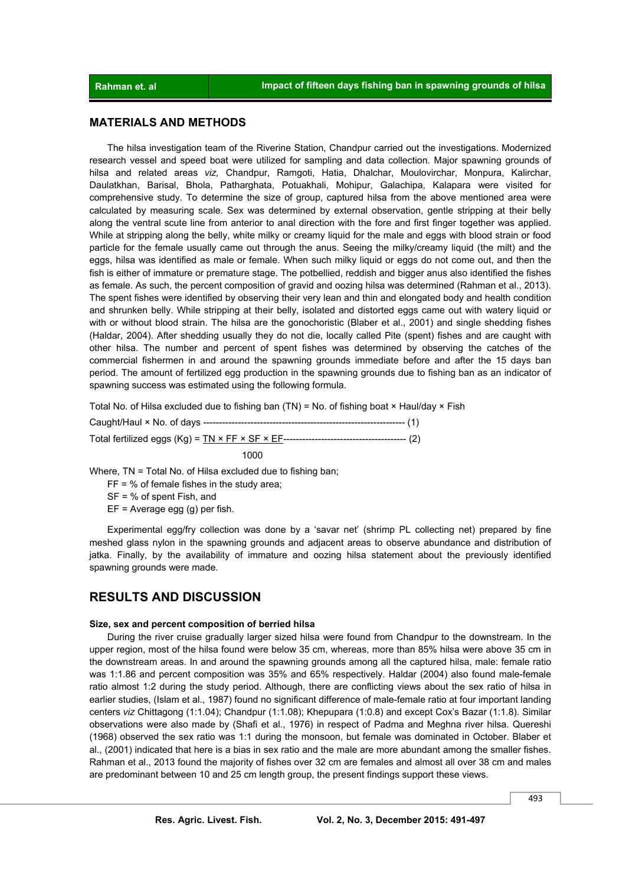## MATERIALS AND METHODS

The hilsa investigation team of the Riverine Station, Chandpur carried out the investigations. Modernized research vessel and speed boat were utilized for sampling and data collection. Major spawning grounds of hilsa and related areas *viz,* Chandpur, Ramgoti, Hatia, Dhalchar, Moulovirchar, Monpura, Kalirchar, Daulatkhan, Barisal, Bhola, Patharghata, Potuakhali, Mohipur, Galachipa, Kalapara were visited for comprehensive study. To determine the size of group, captured hilsa from the above mentioned area were calculated by measuring scale. Sex was determined by external observation, gentle stripping at their belly along the ventral scute line from anterior to anal direction with the fore and first finger together was applied. While at stripping along the belly, white milky or creamy liquid for the male and eggs with blood strain or food particle for the female usually came out through the anus. Seeing the milky/creamy liquid (the milt) and the eggs, hilsa was identified as male or female. When such milky liquid or eggs do not come out, and then the fish is either of immature or premature stage. The potbellied, reddish and bigger anus also identified the fishes as female. As such, the percent composition of gravid and oozing hilsa was determined (Rahman et al., 2013). The spent fishes were identified by observing their very lean and thin and elongated body and health condition and shrunken belly. While stripping at their belly, isolated and distorted eggs came out with watery liquid or with or without blood strain. The hilsa are the gonochoristic (Blaber et al., 2001) and single shedding fishes (Haldar, 2004). After shedding usually they do not die, locally called Pite (spent) fishes and are caught with other hilsa. The number and percent of spent fishes was determined by observing the catches of the commercial fishermen in and around the spawning grounds immediate before and after the 15 days ban period. The amount of fertilized egg production in the spawning grounds due to fishing ban as an indicator of spawning success was estimated using the following formula.

Total No. of Hilsa excluded due to fishing ban (TN) = No. of fishing boat × Haul/day × Fish Caught/Haul × No. of days ---------------------------------------------------------------- (1)

$$\text{Total fertilized eggs (Kg)} = \frac{TN \times FF \times SF \times EF}{1000} \quad (2)$$

Where, TN = Total No. of Hilsa excluded due to fishing ban;

FF = % of female fishes in the study area;

SF = % of spent Fish, and

EF = Average egg (g) per fish.

Experimental egg/fry collection was done by a 'savar net' (shrimp PL collecting net) prepared by fine meshed glass nylon in the spawning grounds and adjacent areas to observe abundance and distribution of jatka. Finally, by the availability of immature and oozing hilsa statement about the previously identified spawning grounds were made.

## RESULTS AND DISCUSSION

### Size, sex and percent composition of berried hilsa

During the river cruise gradually larger sized hilsa were found from Chandpur to the downstream. In the upper region, most of the hilsa found were below 35 cm, whereas, more than 85% hilsa were above 35 cm in the downstream areas. In and around the spawning grounds among all the captured hilsa, male: female ratio was 1:1.86 and percent composition was 35% and 65% respectively. Haldar (2004) also found male-female ratio almost 1:2 during the study period. Although, there are conflicting views about the sex ratio of hilsa in earlier studies, (Islam et al., 1987) found no significant difference of male-female ratio at four important landing centers *viz* Chittagong (1:1.04); Chandpur (1:1.08); Khepupara (1:0.8) and except Cox's Bazar (1:1.8). Similar observations were also made by (Shafi et al., 1976) in respect of Padma and Meghna river hilsa. Quereshi (1968) observed the sex ratio was 1:1 during the monsoon, but female was dominated in October. Blaber et al., (2001) indicated that here is a bias in sex ratio and the male are more abundant among the smaller fishes. Rahman et al., 2013 found the majority of fishes over 32 cm are females and almost all over 38 cm and males are predominant between 10 and 25 cm length group, the present findings support these views.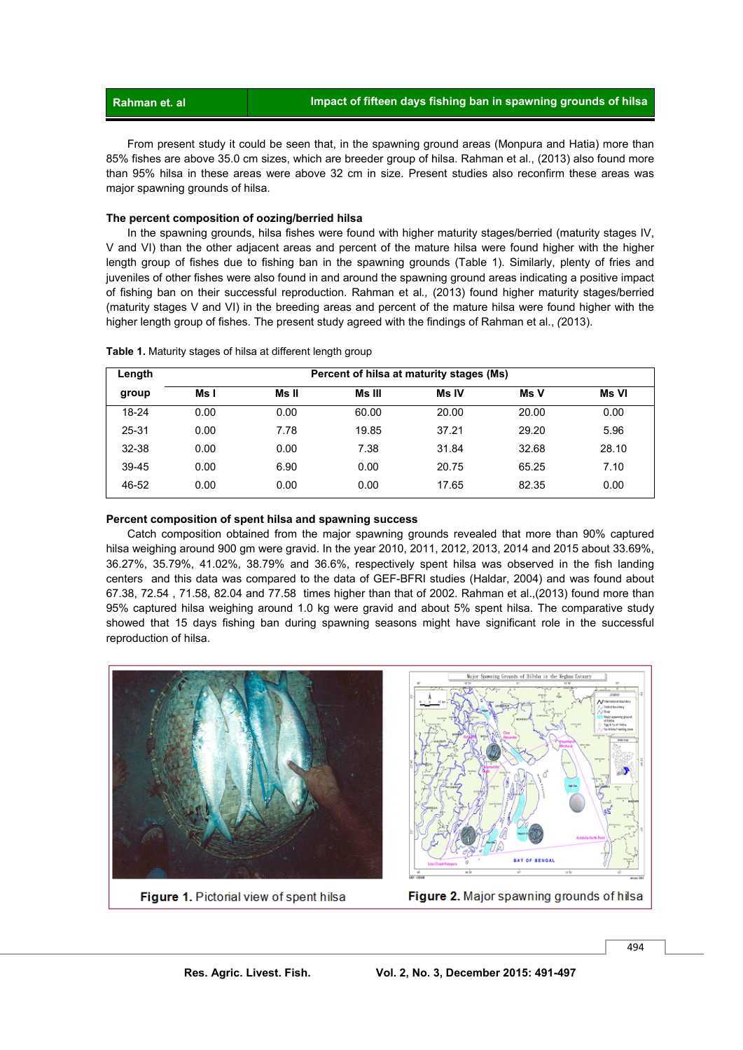From present study it could be seen that, in the spawning ground areas (Monpura and Hatia) more than 85% fishes are above 35.0 cm sizes, which are breeder group of hilsa. Rahman et al., (2013) also found more than 95% hilsa in these areas were above 32 cm in size. Present studies also reconfirm these areas was major spawning grounds of hilsa.

### The percent composition of oozing/berried hilsa

In the spawning grounds, hilsa fishes were found with higher maturity stages/berried (maturity stages IV, V and VI) than the other adjacent areas and percent of the mature hilsa were found higher with the higher length group of fishes due to fishing ban in the spawning grounds (Table 1). Similarly, plenty of fries and juveniles of other fishes were also found in and around the spawning ground areas indicating a positive impact of fishing ban on their successful reproduction. Rahman et al*.,* (2013) found higher maturity stages/berried (maturity stages V and VI) in the breeding areas and percent of the mature hilsa were found higher with the higher length group of fishes. The present study agreed with the findings of Rahman et al., *(*2013).

**Table 1.** Maturity stages of hilsa at different length group

| Length group | Percent of hilsa at maturity stages (Ms) | | | | | |
|---|---|---|---|---|---|---|
| | Ms I | Ms II | Ms III | Ms IV | Ms V | Ms VI |
| 18-24 | 0.00 | 0.00 | 60.00 | 20.00 | 20.00 | 0.00 |
| 25-31 | 0.00 | 7.78 | 19.85 | 37.21 | 29.20 | 5.96 |
| 32-38 | 0.00 | 0.00 | 7.38 | 31.84 | 32.68 | 28.10 |
| 39-45 | 0.00 | 6.90 | 0.00 | 20.75 | 65.25 | 7.10 |
| 46-52 | 0.00 | 0.00 | 0.00 | 17.65 | 82.35 | 0.00 |

### Percent composition of spent hilsa and spawning success

Catch composition obtained from the major spawning grounds revealed that more than 90% captured hilsa weighing around 900 gm were gravid. In the year 2010, 2011, 2012, 2013, 2014 and 2015 about 33.69%, 36.27%, 35.79%, 41.02%, 38.79% and 36.6%, respectively spent hilsa was observed in the fish landing centers and this data was compared to the data of GEF-BFRI studies (Haldar, 2004) and was found about 67.38, 72.54 , 71.58, 82.04 and 77.58 times higher than that of 2002. Rahman et al.,(2013) found more than 95% captured hilsa weighing around 1.0 kg were gravid and about 5% spent hilsa. The comparative study showed that 15 days fishing ban during spawning seasons might have significant role in the successful reproduction of hilsa.

**Figure 1.** Pictorial view of spent hilsa

**Figure 2.** Major spawning grounds of hilsa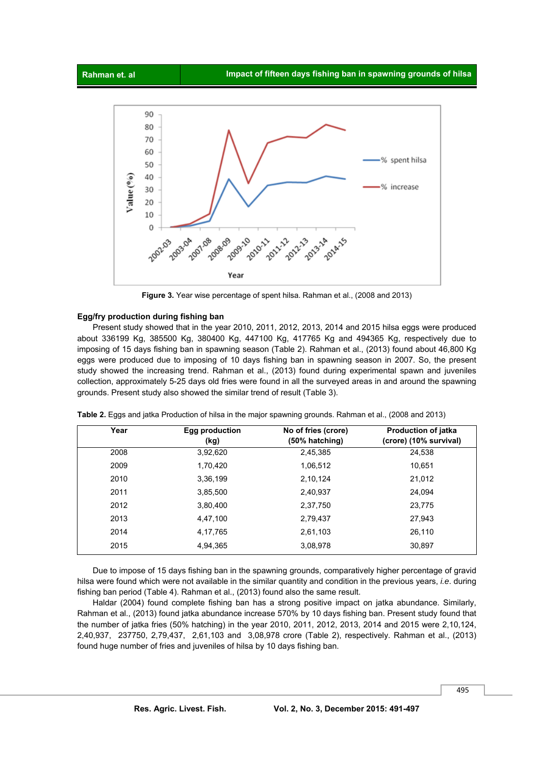Figure 3. Year wise percentage of spent hilsa. Rahman et al., (2008 and 2013)

**Egg/fry production during fishing ban**

Present study showed that in the year 2010, 2011, 2012, 2013, 2014 and 2015 hilsa eggs were produced about 336199 Kg, 385500 Kg, 380400 Kg, 447100 Kg, 417765 Kg and 494365 Kg, respectively due to imposing of 15 days fishing ban in spawning season (Table 2). Rahman et al., (2013) found about 46,800 Kg eggs were produced due to imposing of 10 days fishing ban in spawning season in 2007. So, the present study showed the increasing trend. Rahman et al., (2013) found during experimental spawn and juveniles collection, approximately 5-25 days old fries were found in all the surveyed areas in and around the spawning grounds. Present study also showed the similar trend of result (Table 3).

**Table 2.** Eggs and jatka Production of hilsa in the major spawning grounds. Rahman et al., (2008 and 2013)

| Year | Egg production (kg) | No of fries (crore) (50% hatching) | Production of jatka (crore) (10% survival) |
|---|---|---|---|
| 2008 | 3,92,620 | 2,45,385 | 24,538 |
| 2009 | 1,70,420 | 1,06,512 | 10,651 |
| 2010 | 3,36,199 | 2,10,124 | 21,012 |
| 2011 | 3,85,500 | 2,40,937 | 24,094 |
| 2012 | 3,80,400 | 2,37,750 | 23,775 |
| 2013 | 4,47,100 | 2,79,437 | 27,943 |
| 2014 | 4,17,765 | 2,61,103 | 26,110 |
| 2015 | 4,94,365 | 3,08,978 | 30,897 |

Due to impose of 15 days fishing ban in the spawning grounds, comparatively higher percentage of gravid hilsa were found which were not available in the similar quantity and condition in the previous years, *i.e.* during fishing ban period (Table 4). Rahman et al., (2013) found also the same result.

Haldar (2004) found complete fishing ban has a strong positive impact on jatka abundance. Similarly, Rahman et al., (2013) found jatka abundance increase 570% by 10 days fishing ban. Present study found that the number of jatka fries (50% hatching) in the year 2010, 2011, 2012, 2013, 2014 and 2015 were 2,10,124, 2,40,937, 237750, 2,79,437, 2,61,103 and 3,08,978 crore (Table 2), respectively. Rahman et al., (2013) found huge number of fries and juveniles of hilsa by 10 days fishing ban.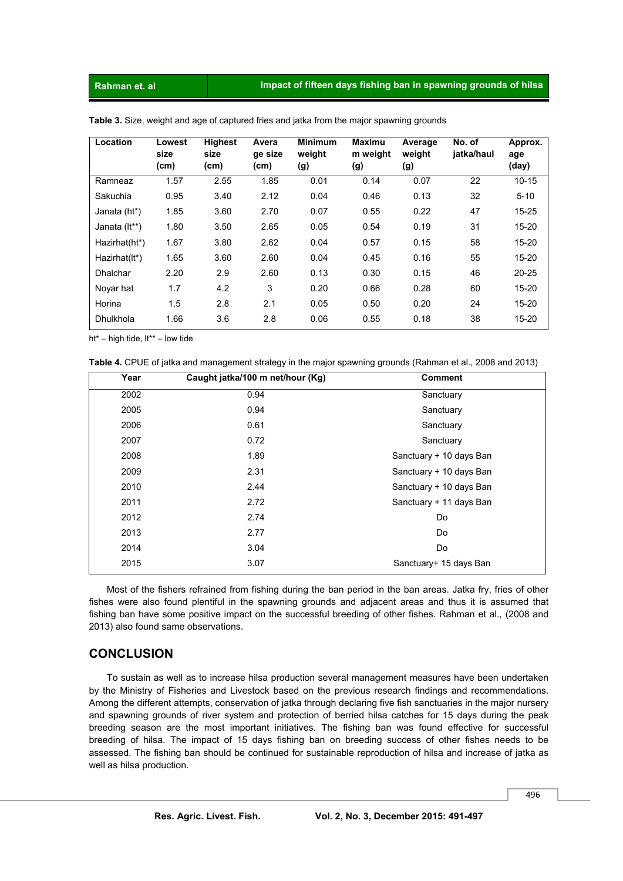**Table 3.** Size, weight and age of captured fries and jatka from the major spawning grounds

| Location | Lowest size (cm) | Highest size (cm) | Avera ge size (cm) | Minimum weight (g) | Maximu m weight (g) | Average weight (g) | No. of jatka/haul | Approx. age (day) |
|---|---|---|---|---|---|---|---|---|
| Ramneaz | 1.57 | 2.55 | 1.85 | 0.01 | 0.14 | 0.07 | 22 | 10-15 |
| Sakuchia | 0.95 | 3.40 | 2.12 | 0.04 | 0.46 | 0.13 | 32 | 5-10 |
| Janata (ht*) | 1.85 | 3.60 | 2.70 | 0.07 | 0.55 | 0.22 | 47 | 15-25 |
| Janata (lt**) | 1.80 | 3.50 | 2.65 | 0.05 | 0.54 | 0.19 | 31 | 15-20 |
| Hazirhat(ht*) | 1.67 | 3.80 | 2.62 | 0.04 | 0.57 | 0.15 | 58 | 15-20 |
| Hazirhat(lt*) | 1.65 | 3.60 | 2.60 | 0.04 | 0.45 | 0.16 | 55 | 15-20 |
| Dhalchar | 2.20 | 2.9 | 2.60 | 0.13 | 0.30 | 0.15 | 46 | 20-25 |
| Noyar hat | 1.7 | 4.2 | 3 | 0.20 | 0.66 | 0.28 | 60 | 15-20 |
| Horina | 1.5 | 2.8 | 2.1 | 0.05 | 0.50 | 0.20 | 24 | 15-20 |
| Dhulkhola | 1.66 | 3.6 | 2.8 | 0.06 | 0.55 | 0.18 | 38 | 15-20 |

ht* – high tide, lt** – low tide

**Table 4.** CPUE of jatka and management strategy in the major spawning grounds (Rahman et al., 2008 and 2013)

| Year | Caught jatka/100 m net/hour (Kg) | Comment |
|---|---|---|
| 2002 | 0.94 | Sanctuary |
| 2005 | 0.94 | Sanctuary |
| 2006 | 0.61 | Sanctuary |
| 2007 | 0.72 | Sanctuary |
| 2008 | 1.89 | Sanctuary + 10 days Ban |
| 2009 | 2.31 | Sanctuary + 10 days Ban |
| 2010 | 2.44 | Sanctuary + 10 days Ban |
| 2011 | 2.72 | Sanctuary + 11 days Ban |
| 2012 | 2.74 | Do |
| 2013 | 2.77 | Do |
| 2014 | 3.04 | Do |
| 2015 | 3.07 | Sanctuary+ 15 days Ban |

Most of the fishers refrained from fishing during the ban period in the ban areas. Jatka fry, fries of other fishes were also found plentiful in the spawning grounds and adjacent areas and thus it is assumed that fishing ban have some positive impact on the successful breeding of other fishes. Rahman et al., (2008 and 2013) also found same observations.

## CONCLUSION

To sustain as well as to increase hilsa production several management measures have been undertaken by the Ministry of Fisheries and Livestock based on the previous research findings and recommendations. Among the different attempts, conservation of jatka through declaring five fish sanctuaries in the major nursery and spawning grounds of river system and protection of berried hilsa catches for 15 days during the peak breeding season are the most important initiatives. The fishing ban was found effective for successful breeding of hilsa. The impact of 15 days fishing ban on breeding success of other fishes needs to be assessed. The fishing ban should be continued for sustainable reproduction of hilsa and increase of jatka as well as hilsa production.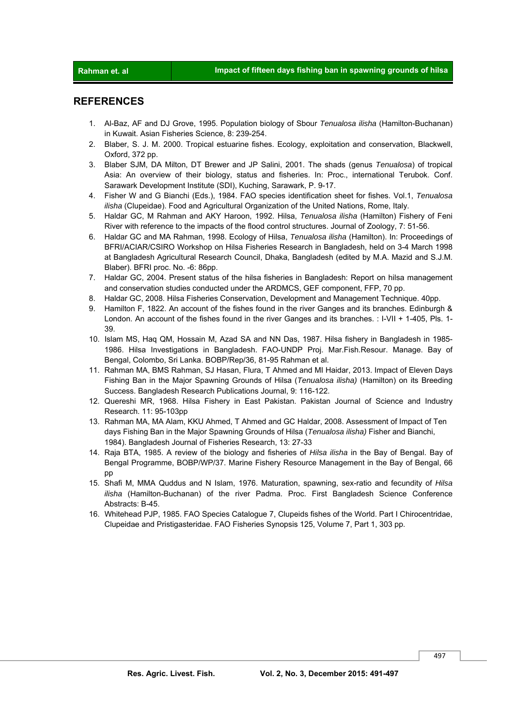## REFERENCES

1. Al-Baz, AF and DJ Grove, 1995. Population biology of Sbour *Tenualosa ilisha* (Hamilton-Buchanan) in Kuwait. Asian Fisheries Science, 8: 239-254.
2. Blaber, S. J. M. 2000. Tropical estuarine fishes. Ecology, exploitation and conservation, Blackwell, Oxford, 372 pp.
3. Blaber SJM, DA Milton, DT Brewer and JP Salini, 2001. The shads (genus *Tenualosa*) of tropical Asia: An overview of their biology, status and fisheries. In: Proc., international Terubok. Conf. Sarawark Development Institute (SDI), Kuching, Sarawark, P. 9-17.
4. Fisher W and G Bianchi (Eds.), 1984. FAO species identification sheet for fishes. Vol.1, *Tenualosa ilisha* (Clupeidae). Food and Agricultural Organization of the United Nations, Rome, Italy.
5. Haldar GC, M Rahman and AKY Haroon, 1992. Hilsa, *Tenualosa ilisha* (Hamilton) Fishery of Feni River with reference to the impacts of the flood control structures. Journal of Zoology, 7: 51-56.
6. Haldar GC and MA Rahman, 1998. Ecology of Hilsa, *Tenualosa ilisha* (Hamilton). In: Proceedings of BFRI/ACIAR/CSIRO Workshop on Hilsa Fisheries Research in Bangladesh, held on 3-4 March 1998 at Bangladesh Agricultural Research Council, Dhaka, Bangladesh (edited by M.A. Mazid and S.J.M. Blaber). BFRI proc. No. -6: 86pp.
7. Haldar GC, 2004. Present status of the hilsa fisheries in Bangladesh: Report on hilsa management and conservation studies conducted under the ARDMCS, GEF component, FFP, 70 pp.
8. Haldar GC, 2008. Hilsa Fisheries Conservation, Development and Management Technique. 40pp.
9. Hamilton F, 1822. An account of the fishes found in the river Ganges and its branches. Edinburgh & London. An account of the fishes found in the river Ganges and its branches. : I-VII + 1-405, Pls. 1-39.
10. Islam MS, Haq QM, Hossain M, Azad SA and NN Das, 1987. Hilsa fishery in Bangladesh in 1985-1986. Hilsa Investigations in Bangladesh. FAO-UNDP Proj. Mar.Fish.Resour. Manage. Bay of Bengal, Colombo, Sri Lanka. BOBP/Rep/36, 81-95 Rahman et al.
11. Rahman MA, BMS Rahman, SJ Hasan, Flura, T Ahmed and MI Haidar, 2013. Impact of Eleven Days Fishing Ban in the Major Spawning Grounds of Hilsa (*Tenualosa ilisha)* (Hamilton) on its Breeding Success. Bangladesh Research Publications Journal, 9: 116-122.
12. Quereshi MR, 1968. Hilsa Fishery in East Pakistan. Pakistan Journal of Science and Industry Research. 11: 95-103pp
13. Rahman MA, MA Alam, KKU Ahmed, T Ahmed and GC Haldar, 2008. Assessment of Impact of Ten days Fishing Ban in the Major Spawning Grounds of Hilsa (*Tenualosa ilisha)* Fisher and Bianchi, 1984). Bangladesh Journal of Fisheries Research, 13: 27-33
14. Raja BTA, 1985. A review of the biology and fisheries of *Hilsa ilisha* in the Bay of Bengal. Bay of Bengal Programme, BOBP/WP/37. Marine Fishery Resource Management in the Bay of Bengal, 66 pp
15. Shafi M, MMA Quddus and N Islam, 1976. Maturation, spawning, sex-ratio and fecundity of *Hilsa ilisha* (Hamilton-Buchanan) of the river Padma. Proc. First Bangladesh Science Conference Abstracts: B-45.
16. Whitehead PJP, 1985. FAO Species Catalogue 7, Clupeids fishes of the World. Part I Chirocentridae, Clupeidae and Pristigasteridae. FAO Fisheries Synopsis 125, Volume 7, Part 1, 303 pp.